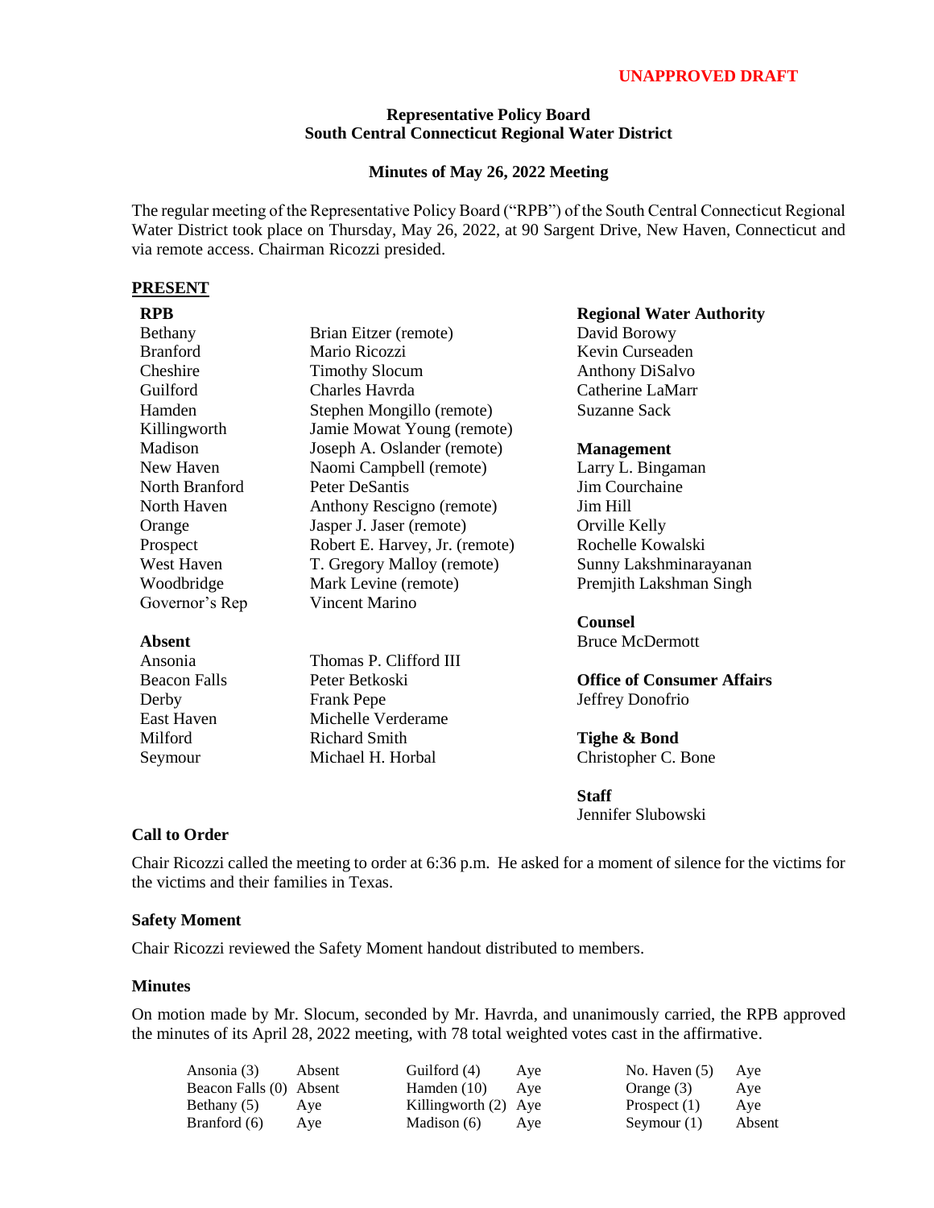**UNAPPROVED DRAFT**

**Representative Policy Board**
**South Central Connecticut Regional Water District**

**Minutes of May 26, 2022 Meeting**

The regular meeting of the Representative Policy Board ("RPB") of the South Central Connecticut Regional Water District took place on Thursday, May 26, 2022, at 90 Sargent Drive, New Haven, Connecticut and via remote access. Chairman Ricozzi presided.

**PRESENT**

**RPB**

| | |
|---|---|
| Bethany | Brian Eitzer (remote) |
| Branford | Mario Ricozzi |
| Cheshire | Timothy Slocum |
| Guilford | Charles Havrda |
| Hamden | Stephen Mongillo (remote) |
| Killingworth | Jamie Mowat Young (remote) |
| Madison | Joseph A. Oslander (remote) |
| New Haven | Naomi Campbell (remote) |
| North Branford | Peter DeSantis |
| North Haven | Anthony Rescigno (remote) |
| Orange | Jasper J. Jaser (remote) |
| Prospect | Robert E. Harvey, Jr. (remote) |
| West Haven | T. Gregory Malloy (remote) |
| Woodbridge | Mark Levine (remote) |
| Governor's Rep | Vincent Marino |

**Absent**

| | |
|---|---|
| Ansonia | Thomas P. Clifford III |
| Beacon Falls | Peter Betkoski |
| Derby | Frank Pepe |
| East Haven | Michelle Verderame |
| Milford | Richard Smith |
| Seymour | Michael H. Horbal |

**Regional Water Authority**
David Borowy
Kevin Curseaden
Anthony DiSalvo
Catherine LaMarr
Suzanne Sack

**Management**
Larry L. Bingaman
Jim Courchaine
Jim Hill
Orville Kelly
Rochelle Kowalski
Sunny Lakshminarayanan
Premjith Lakshman Singh

**Counsel**
Bruce McDermott

**Office of Consumer Affairs**
Jeffrey Donofrio

**Tighe & Bond**
Christopher C. Bone

**Staff**
Jennifer Slubowski

**Call to Order**

Chair Ricozzi called the meeting to order at 6:36 p.m. He asked for a moment of silence for the victims for the victims and their families in Texas.

**Safety Moment**

Chair Ricozzi reviewed the Safety Moment handout distributed to members.

**Minutes**

On motion made by Mr. Slocum, seconded by Mr. Havrda, and unanimously carried, the RPB approved the minutes of its April 28, 2022 meeting, with 78 total weighted votes cast in the affirmative.

| | | | | | |
|---|---|---|---|---|---|
| Ansonia (3) | Absent | Guilford (4) | Aye | No. Haven (5) | Aye |
| Beacon Falls (0) | Absent | Hamden (10) | Aye | Orange (3) | Aye |
| Bethany (5) | Aye | Killingworth (2) | Aye | Prospect (1) | Aye |
| Branford (6) | Aye | Madison (6) | Aye | Seymour (1) | Absent |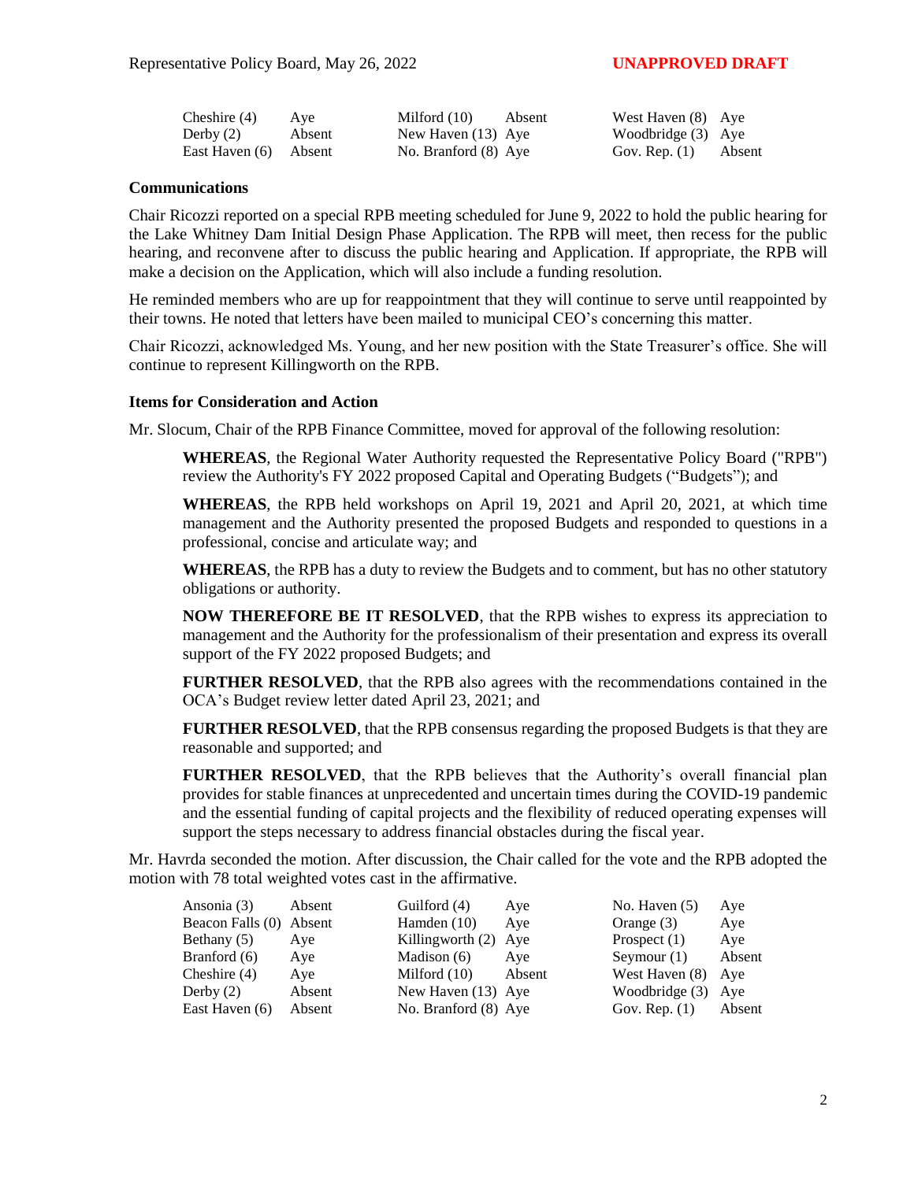| | | | | | |
|---|---|---|---|---|---|
| Cheshire (4) | Aye | Milford (10) | Absent | West Haven (8) | Aye |
| Derby (2) | Absent | New Haven (13) | Aye | Woodbridge (3) | Aye |
| East Haven (6) | Absent | No. Branford (8) | Aye | Gov. Rep. (1) | Absent |

**Communications**

Chair Ricozzi reported on a special RPB meeting scheduled for June 9, 2022 to hold the public hearing for the Lake Whitney Dam Initial Design Phase Application. The RPB will meet, then recess for the public hearing, and reconvene after to discuss the public hearing and Application. If appropriate, the RPB will make a decision on the Application, which will also include a funding resolution.

He reminded members who are up for reappointment that they will continue to serve until reappointed by their towns. He noted that letters have been mailed to municipal CEO's concerning this matter.

Chair Ricozzi, acknowledged Ms. Young, and her new position with the State Treasurer's office. She will continue to represent Killingworth on the RPB.

**Items for Consideration and Action**

Mr. Slocum, Chair of the RPB Finance Committee, moved for approval of the following resolution:

> **WHEREAS**, the Regional Water Authority requested the Representative Policy Board ("RPB") review the Authority's FY 2022 proposed Capital and Operating Budgets ("Budgets"); and
>
> **WHEREAS**, the RPB held workshops on April 19, 2021 and April 20, 2021, at which time management and the Authority presented the proposed Budgets and responded to questions in a professional, concise and articulate way; and
>
> **WHEREAS**, the RPB has a duty to review the Budgets and to comment, but has no other statutory obligations or authority.
>
> **NOW THEREFORE BE IT RESOLVED**, that the RPB wishes to express its appreciation to management and the Authority for the professionalism of their presentation and express its overall support of the FY 2022 proposed Budgets; and
>
> **FURTHER RESOLVED**, that the RPB also agrees with the recommendations contained in the OCA's Budget review letter dated April 23, 2021; and
>
> **FURTHER RESOLVED**, that the RPB consensus regarding the proposed Budgets is that they are reasonable and supported; and
>
> **FURTHER RESOLVED**, that the RPB believes that the Authority's overall financial plan provides for stable finances at unprecedented and uncertain times during the COVID-19 pandemic and the essential funding of capital projects and the flexibility of reduced operating expenses will support the steps necessary to address financial obstacles during the fiscal year.

Mr. Havrda seconded the motion. After discussion, the Chair called for the vote and the RPB adopted the motion with 78 total weighted votes cast in the affirmative.

| | | | | | |
|---|---|---|---|---|---|
| Ansonia (3) | Absent | Guilford (4) | Aye | No. Haven (5) | Aye |
| Beacon Falls (0) | Absent | Hamden (10) | Aye | Orange (3) | Aye |
| Bethany (5) | Aye | Killingworth (2) | Aye | Prospect (1) | Aye |
| Branford (6) | Aye | Madison (6) | Aye | Seymour (1) | Absent |
| Cheshire (4) | Aye | Milford (10) | Absent | West Haven (8) | Aye |
| Derby (2) | Absent | New Haven (13) | Aye | Woodbridge (3) | Aye |
| East Haven (6) | Absent | No. Branford (8) | Aye | Gov. Rep. (1) | Absent |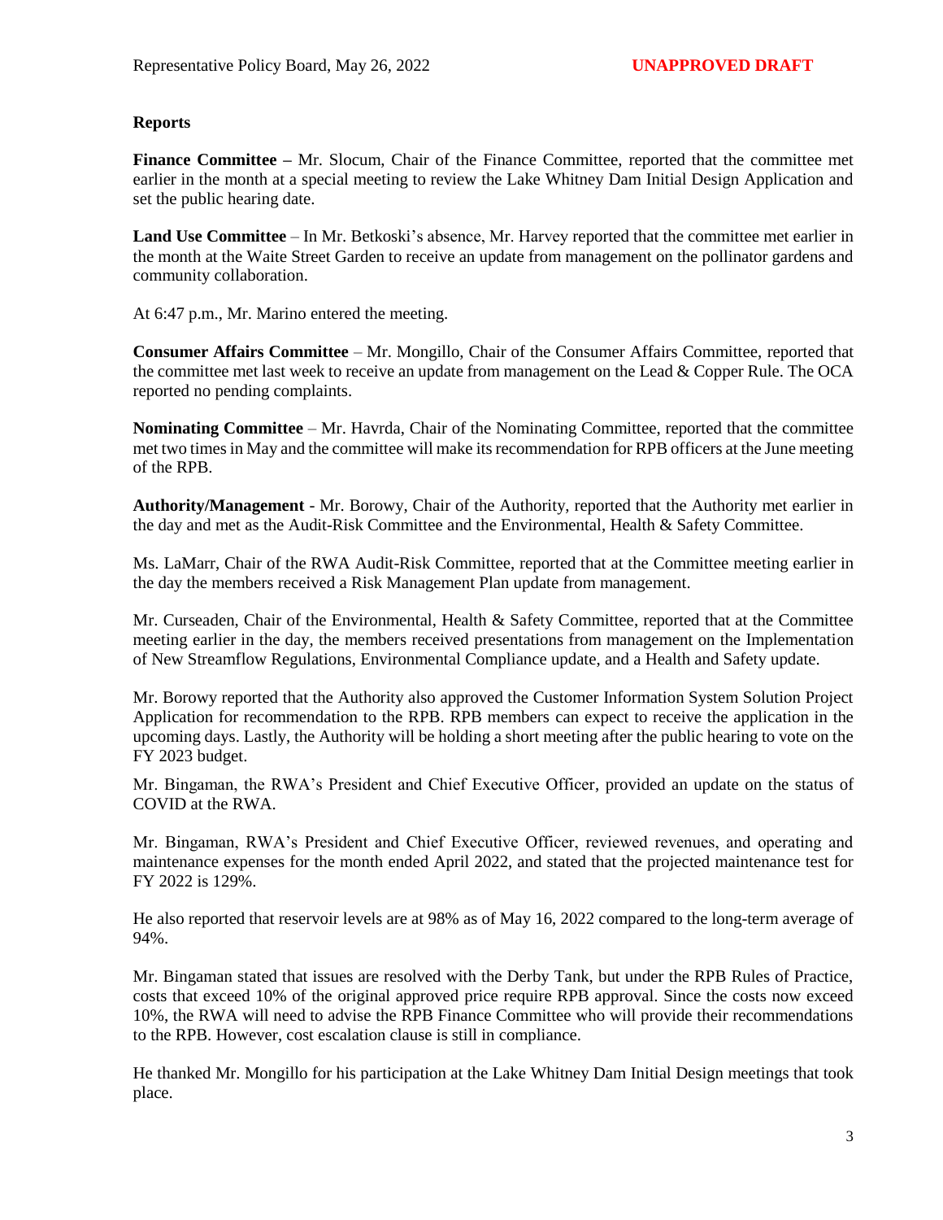**Reports**

**Finance Committee –** Mr. Slocum, Chair of the Finance Committee, reported that the committee met earlier in the month at a special meeting to review the Lake Whitney Dam Initial Design Application and set the public hearing date.

**Land Use Committee** – In Mr. Betkoski's absence, Mr. Harvey reported that the committee met earlier in the month at the Waite Street Garden to receive an update from management on the pollinator gardens and community collaboration.

At 6:47 p.m., Mr. Marino entered the meeting.

**Consumer Affairs Committee** – Mr. Mongillo, Chair of the Consumer Affairs Committee, reported that the committee met last week to receive an update from management on the Lead & Copper Rule. The OCA reported no pending complaints.

**Nominating Committee** – Mr. Havrda, Chair of the Nominating Committee, reported that the committee met two times in May and the committee will make its recommendation for RPB officers at the June meeting of the RPB.

**Authority/Management** - Mr. Borowy, Chair of the Authority, reported that the Authority met earlier in the day and met as the Audit-Risk Committee and the Environmental, Health & Safety Committee.

Ms. LaMarr, Chair of the RWA Audit-Risk Committee, reported that at the Committee meeting earlier in the day the members received a Risk Management Plan update from management.

Mr. Curseaden, Chair of the Environmental, Health & Safety Committee, reported that at the Committee meeting earlier in the day, the members received presentations from management on the Implementation of New Streamflow Regulations, Environmental Compliance update, and a Health and Safety update.

Mr. Borowy reported that the Authority also approved the Customer Information System Solution Project Application for recommendation to the RPB. RPB members can expect to receive the application in the upcoming days. Lastly, the Authority will be holding a short meeting after the public hearing to vote on the FY 2023 budget.

Mr. Bingaman, the RWA's President and Chief Executive Officer, provided an update on the status of COVID at the RWA.

Mr. Bingaman, RWA's President and Chief Executive Officer, reviewed revenues, and operating and maintenance expenses for the month ended April 2022, and stated that the projected maintenance test for FY 2022 is 129%.

He also reported that reservoir levels are at 98% as of May 16, 2022 compared to the long-term average of 94%.

Mr. Bingaman stated that issues are resolved with the Derby Tank, but under the RPB Rules of Practice, costs that exceed 10% of the original approved price require RPB approval. Since the costs now exceed 10%, the RWA will need to advise the RPB Finance Committee who will provide their recommendations to the RPB. However, cost escalation clause is still in compliance.

He thanked Mr. Mongillo for his participation at the Lake Whitney Dam Initial Design meetings that took place.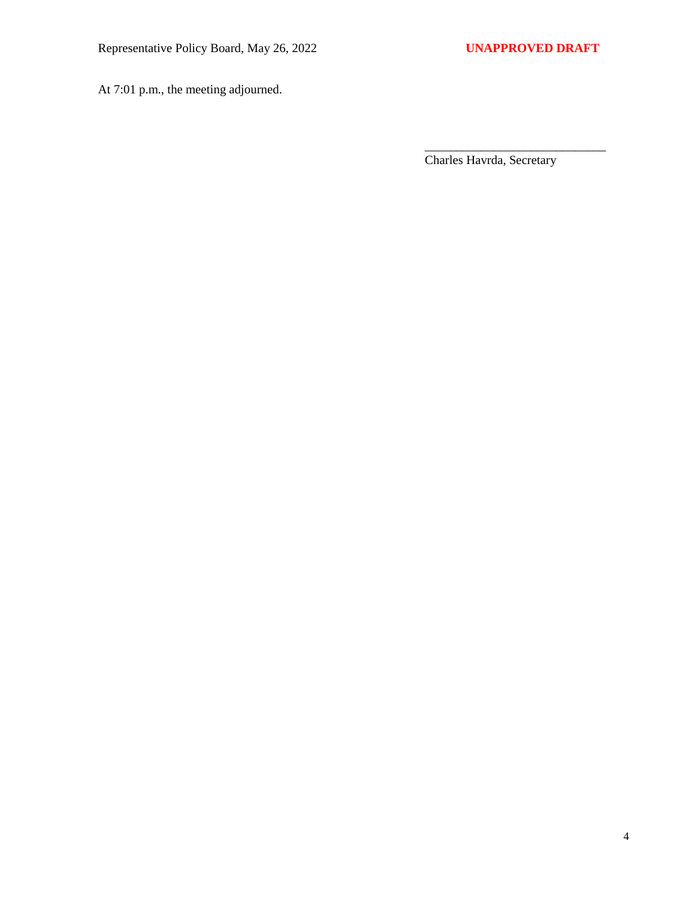At 7:01 p.m., the meeting adjourned.

_____________________________

Charles Havrda, Secretary